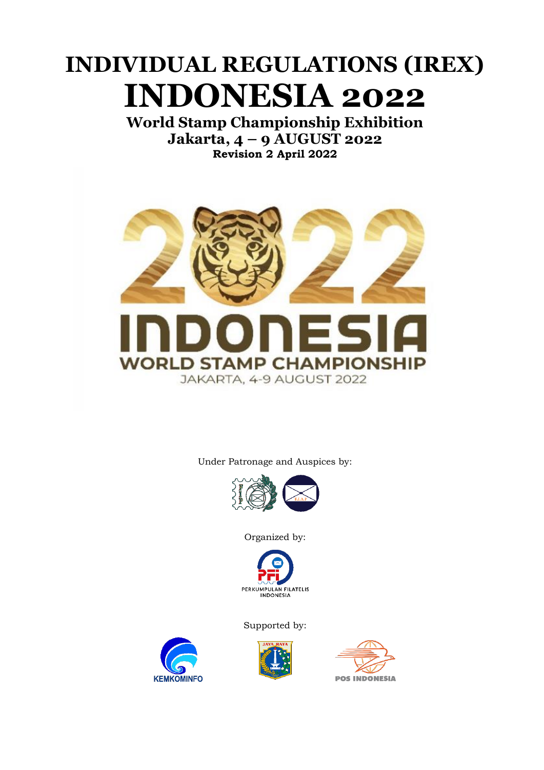# INDIVIDUAL REGULATIONS (IREX)

# INDONESIA 2022

## World Stamp Championship Exhibition

## Jakarta, 4 – 9 AUGUST 2022

**Revision 2 April 2022**

Under Patronage and Auspices by:

Organized by:

Supported by: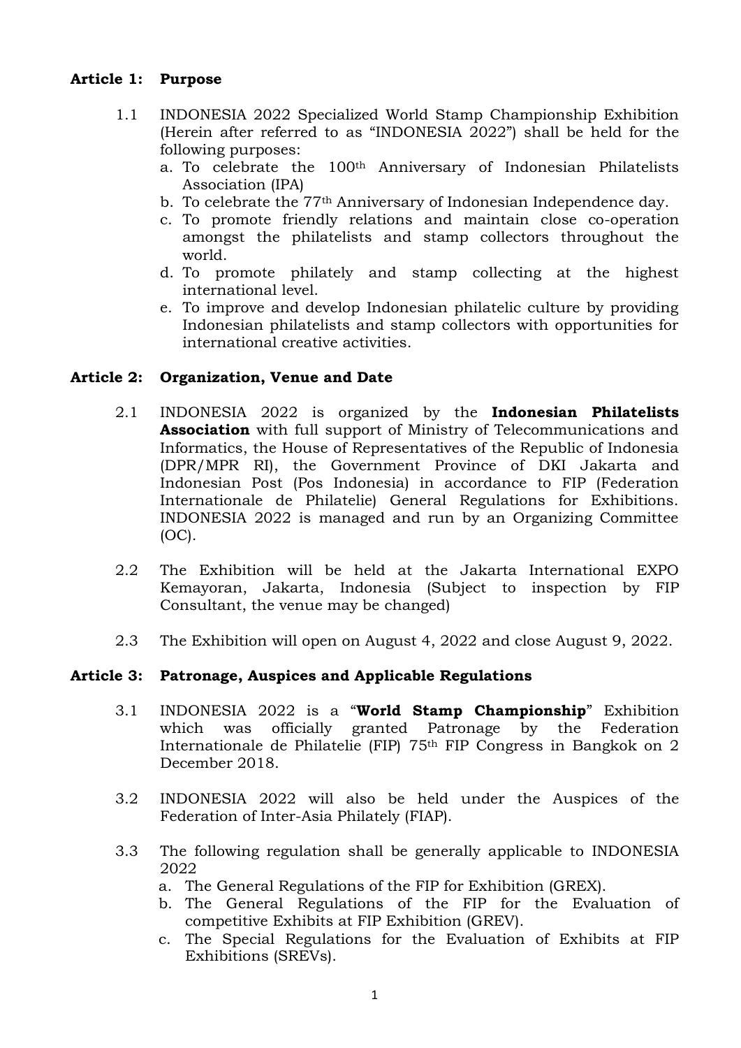## Article 1: Purpose

1.1 INDONESIA 2022 Specialized World Stamp Championship Exhibition (Herein after referred to as "INDONESIA 2022") shall be held for the following purposes:

a. To celebrate the 100th Anniversary of Indonesian Philatelists Association (IPA)
b. To celebrate the 77th Anniversary of Indonesian Independence day.
c. To promote friendly relations and maintain close co-operation amongst the philatelists and stamp collectors throughout the world.
d. To promote philately and stamp collecting at the highest international level.
e. To improve and develop Indonesian philatelic culture by providing Indonesian philatelists and stamp collectors with opportunities for international creative activities.

## Article 2: Organization, Venue and Date

2.1 INDONESIA 2022 is organized by the **Indonesian Philatelists Association** with full support of Ministry of Telecommunications and Informatics, the House of Representatives of the Republic of Indonesia (DPR/MPR RI), the Government Province of DKI Jakarta and Indonesian Post (Pos Indonesia) in accordance to FIP (Federation Internationale de Philatelie) General Regulations for Exhibitions. INDONESIA 2022 is managed and run by an Organizing Committee (OC).

2.2 The Exhibition will be held at the Jakarta International EXPO Kemayoran, Jakarta, Indonesia (Subject to inspection by FIP Consultant, the venue may be changed)

2.3 The Exhibition will open on August 4, 2022 and close August 9, 2022.

## Article 3: Patronage, Auspices and Applicable Regulations

3.1 INDONESIA 2022 is a "**World Stamp Championship**" Exhibition which was officially granted Patronage by the Federation Internationale de Philatelie (FIP) 75th FIP Congress in Bangkok on 2 December 2018.

3.2 INDONESIA 2022 will also be held under the Auspices of the Federation of Inter-Asia Philately (FIAP).

3.3 The following regulation shall be generally applicable to INDONESIA 2022

a. The General Regulations of the FIP for Exhibition (GREX).
b. The General Regulations of the FIP for the Evaluation of competitive Exhibits at FIP Exhibition (GREV).
c. The Special Regulations for the Evaluation of Exhibits at FIP Exhibitions (SREVs).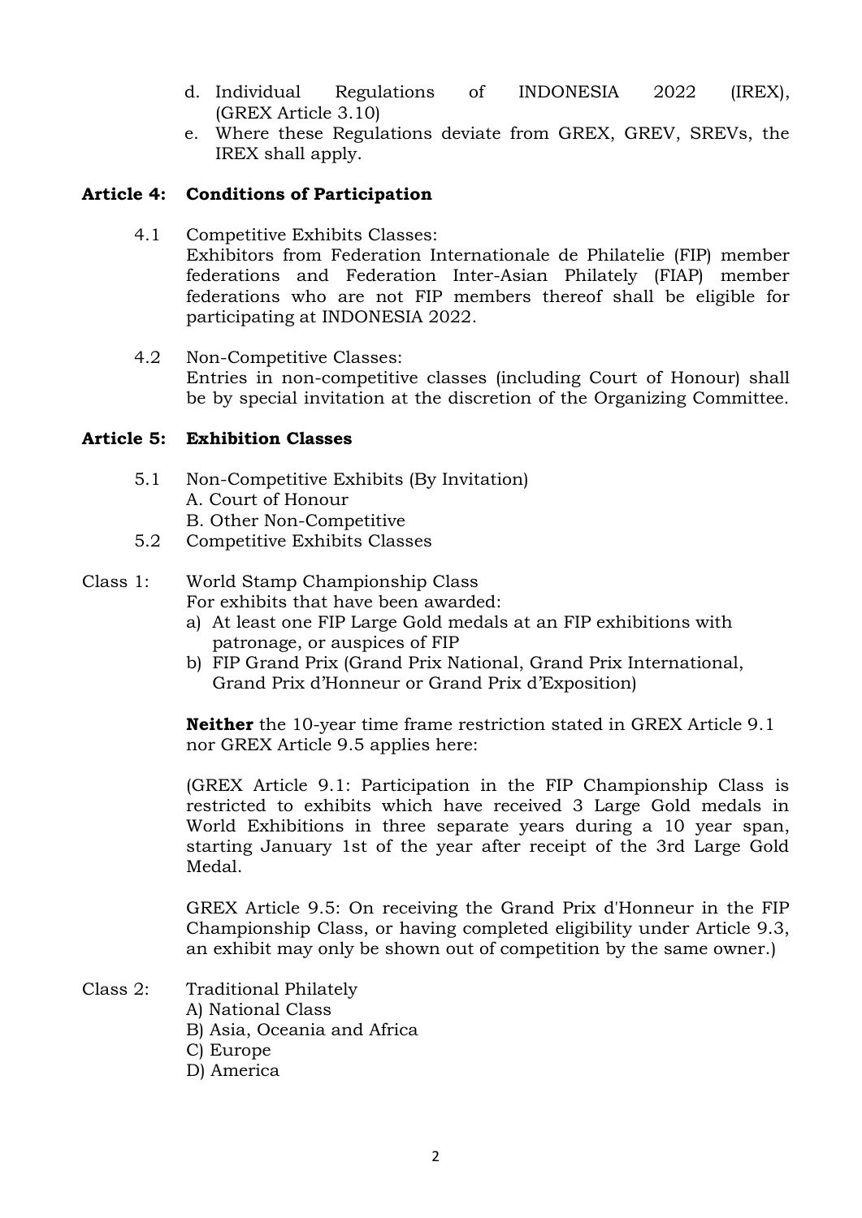d. Individual Regulations of INDONESIA 2022 (IREX), (GREX Article 3.10)
e. Where these Regulations deviate from GREX, GREV, SREVs, the IREX shall apply.

**Article 4: Conditions of Participation**

4.1 Competitive Exhibits Classes:
Exhibitors from Federation Internationale de Philatelie (FIP) member federations and Federation Inter-Asian Philately (FIAP) member federations who are not FIP members thereof shall be eligible for participating at INDONESIA 2022.

4.2 Non-Competitive Classes:
Entries in non-competitive classes (including Court of Honour) shall be by special invitation at the discretion of the Organizing Committee.

**Article 5: Exhibition Classes**

5.1 Non-Competitive Exhibits (By Invitation)
A. Court of Honour
B. Other Non-Competitive

5.2 Competitive Exhibits Classes

Class 1: World Stamp Championship Class
For exhibits that have been awarded:

a) At least one FIP Large Gold medals at an FIP exhibitions with patronage, or auspices of FIP
b) FIP Grand Prix (Grand Prix National, Grand Prix International, Grand Prix d'Honneur or Grand Prix d'Exposition)

**Neither** the 10-year time frame restriction stated in GREX Article 9.1 nor GREX Article 9.5 applies here:

(GREX Article 9.1: Participation in the FIP Championship Class is restricted to exhibits which have received 3 Large Gold medals in World Exhibitions in three separate years during a 10 year span, starting January 1st of the year after receipt of the 3rd Large Gold Medal.

GREX Article 9.5: On receiving the Grand Prix d'Honneur in the FIP Championship Class, or having completed eligibility under Article 9.3, an exhibit may only be shown out of competition by the same owner.)

Class 2: Traditional Philately
A) National Class
B) Asia, Oceania and Africa
C) Europe
D) America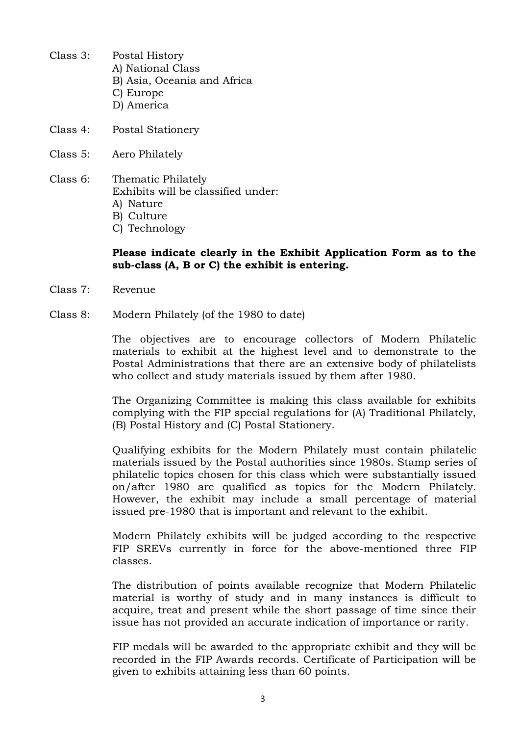Class 3: Postal History

A) National Class
B) Asia, Oceania and Africa
C) Europe
D) America

Class 4: Postal Stationery

Class 5: Aero Philately

Class 6: Thematic Philately

Exhibits will be classified under:

A) Nature
B) Culture
C) Technology

**Please indicate clearly in the Exhibit Application Form as to the sub-class (A, B or C) the exhibit is entering.**

Class 7: Revenue

Class 8: Modern Philately (of the 1980 to date)

The objectives are to encourage collectors of Modern Philatelic materials to exhibit at the highest level and to demonstrate to the Postal Administrations that there are an extensive body of philatelists who collect and study materials issued by them after 1980.

The Organizing Committee is making this class available for exhibits complying with the FIP special regulations for (A) Traditional Philately, (B) Postal History and (C) Postal Stationery.

Qualifying exhibits for the Modern Philately must contain philatelic materials issued by the Postal authorities since 1980s. Stamp series of philatelic topics chosen for this class which were substantially issued on/after 1980 are qualified as topics for the Modern Philately. However, the exhibit may include a small percentage of material issued pre-1980 that is important and relevant to the exhibit.

Modern Philately exhibits will be judged according to the respective FIP SREVs currently in force for the above-mentioned three FIP classes.

The distribution of points available recognize that Modern Philatelic material is worthy of study and in many instances is difficult to acquire, treat and present while the short passage of time since their issue has not provided an accurate indication of importance or rarity.

FIP medals will be awarded to the appropriate exhibit and they will be recorded in the FIP Awards records. Certificate of Participation will be given to exhibits attaining less than 60 points.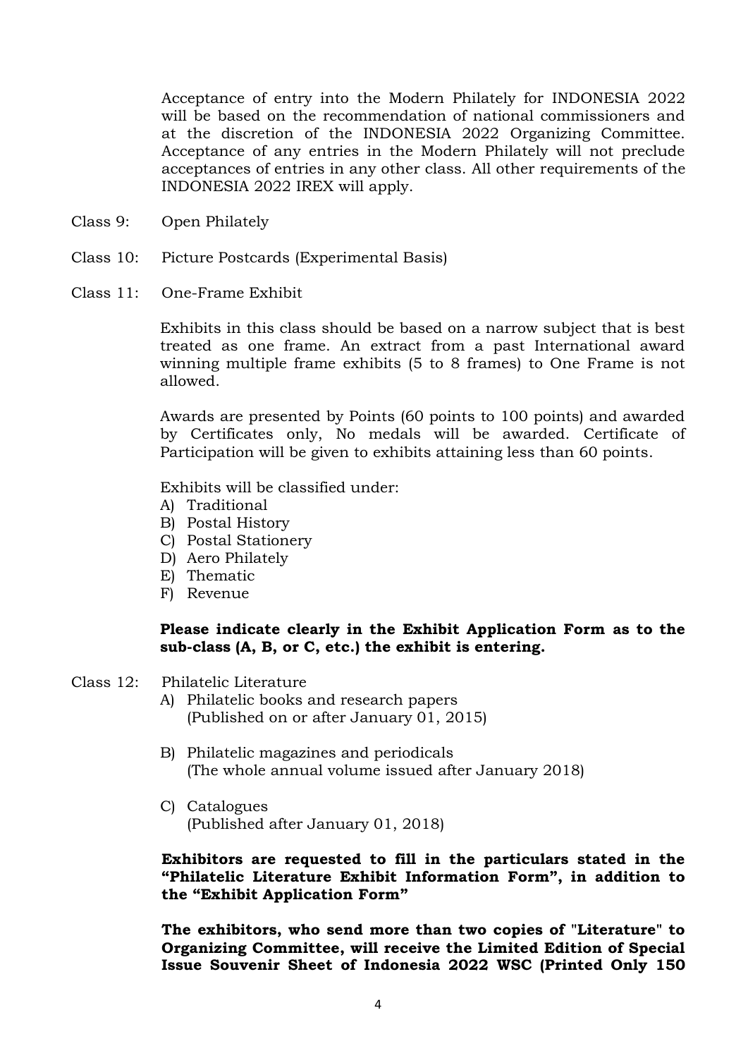Acceptance of entry into the Modern Philately for INDONESIA 2022 will be based on the recommendation of national commissioners and at the discretion of the INDONESIA 2022 Organizing Committee. Acceptance of any entries in the Modern Philately will not preclude acceptances of entries in any other class. All other requirements of the INDONESIA 2022 IREX will apply.

Class 9: Open Philately

Class 10: Picture Postcards (Experimental Basis)

Class 11: One-Frame Exhibit

Exhibits in this class should be based on a narrow subject that is best treated as one frame. An extract from a past International award winning multiple frame exhibits (5 to 8 frames) to One Frame is not allowed.

Awards are presented by Points (60 points to 100 points) and awarded by Certificates only, No medals will be awarded. Certificate of Participation will be given to exhibits attaining less than 60 points.

Exhibits will be classified under:

A) Traditional
B) Postal History
C) Postal Stationery
D) Aero Philately
E) Thematic
F) Revenue

**Please indicate clearly in the Exhibit Application Form as to the sub-class (A, B, or C, etc.) the exhibit is entering.**

Class 12: Philatelic Literature

A) Philatelic books and research papers (Published on or after January 01, 2015)

B) Philatelic magazines and periodicals (The whole annual volume issued after January 2018)

C) Catalogues (Published after January 01, 2018)

**Exhibitors are requested to fill in the particulars stated in the "Philatelic Literature Exhibit Information Form", in addition to the "Exhibit Application Form"**

**The exhibitors, who send more than two copies of "Literature" to Organizing Committee, will receive the Limited Edition of Special Issue Souvenir Sheet of Indonesia 2022 WSC (Printed Only 150**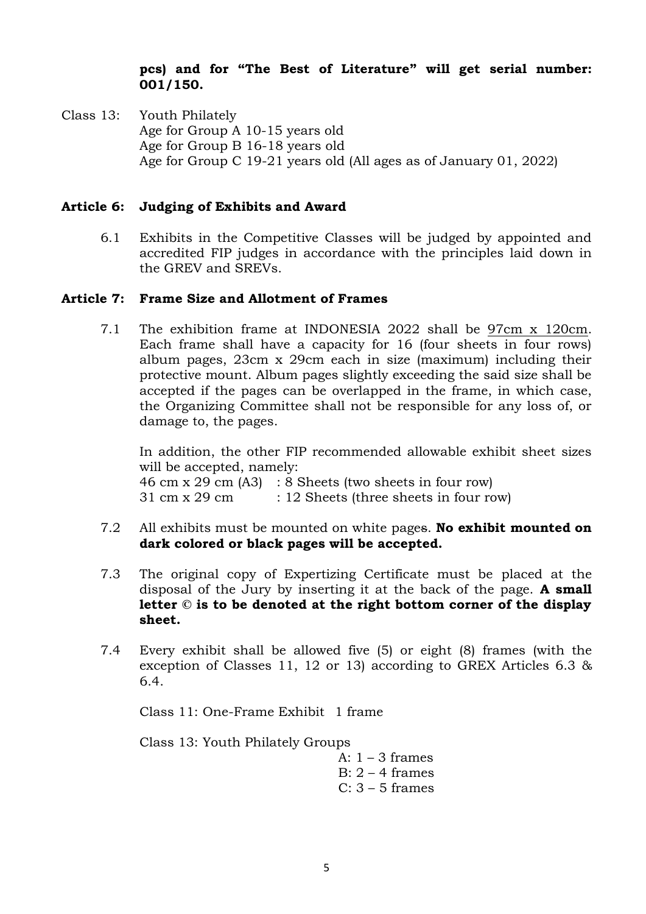**pcs) and for "The Best of Literature" will get serial number: 001/150.**

Class 13: Youth Philately
Age for Group A 10-15 years old
Age for Group B 16-18 years old
Age for Group C 19-21 years old (All ages as of January 01, 2022)

## Article 6: Judging of Exhibits and Award

6.1 Exhibits in the Competitive Classes will be judged by appointed and accredited FIP judges in accordance with the principles laid down in the GREV and SREVs.

## Article 7: Frame Size and Allotment of Frames

7.1 The exhibition frame at INDONESIA 2022 shall be 97cm x 120cm. Each frame shall have a capacity for 16 (four sheets in four rows) album pages, 23cm x 29cm each in size (maximum) including their protective mount. Album pages slightly exceeding the said size shall be accepted if the pages can be overlapped in the frame, in which case, the Organizing Committee shall not be responsible for any loss of, or damage to, the pages.

In addition, the other FIP recommended allowable exhibit sheet sizes will be accepted, namely:
46 cm x 29 cm (A3) : 8 Sheets (two sheets in four row)
31 cm x 29 cm : 12 Sheets (three sheets in four row)

7.2 All exhibits must be mounted on white pages. **No exhibit mounted on dark colored or black pages will be accepted.**

7.3 The original copy of Expertizing Certificate must be placed at the disposal of the Jury by inserting it at the back of the page. **A small letter © is to be denoted at the right bottom corner of the display sheet.**

7.4 Every exhibit shall be allowed five (5) or eight (8) frames (with the exception of Classes 11, 12 or 13) according to GREX Articles 6.3 & 6.4.

Class 11: One-Frame Exhibit 1 frame

Class 13: Youth Philately Groups
A: 1 – 3 frames
B: 2 – 4 frames
C: 3 – 5 frames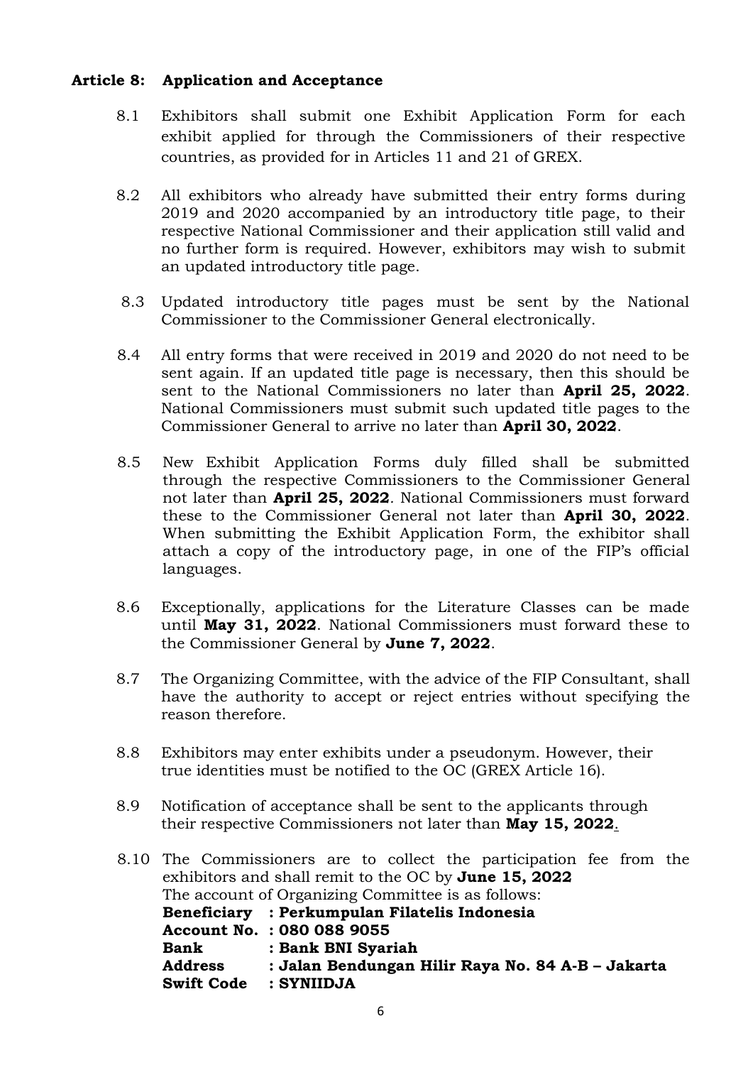## Article 8: Application and Acceptance

8.1 Exhibitors shall submit one Exhibit Application Form for each exhibit applied for through the Commissioners of their respective countries, as provided for in Articles 11 and 21 of GREX.

8.2 All exhibitors who already have submitted their entry forms during 2019 and 2020 accompanied by an introductory title page, to their respective National Commissioner and their application still valid and no further form is required. However, exhibitors may wish to submit an updated introductory title page.

8.3 Updated introductory title pages must be sent by the National Commissioner to the Commissioner General electronically.

8.4 All entry forms that were received in 2019 and 2020 do not need to be sent again. If an updated title page is necessary, then this should be sent to the National Commissioners no later than **April 25, 2022**. National Commissioners must submit such updated title pages to the Commissioner General to arrive no later than **April 30, 2022**.

8.5 New Exhibit Application Forms duly filled shall be submitted through the respective Commissioners to the Commissioner General not later than **April 25, 2022**. National Commissioners must forward these to the Commissioner General not later than **April 30, 2022**. When submitting the Exhibit Application Form, the exhibitor shall attach a copy of the introductory page, in one of the FIP's official languages.

8.6 Exceptionally, applications for the Literature Classes can be made until **May 31, 2022**. National Commissioners must forward these to the Commissioner General by **June 7, 2022**.

8.7 The Organizing Committee, with the advice of the FIP Consultant, shall have the authority to accept or reject entries without specifying the reason therefore.

8.8 Exhibitors may enter exhibits under a pseudonym. However, their true identities must be notified to the OC (GREX Article 16).

8.9 Notification of acceptance shall be sent to the applicants through their respective Commissioners not later than **May 15, 2022**.

8.10 The Commissioners are to collect the participation fee from the exhibitors and shall remit to the OC by **June 15, 2022**
The account of Organizing Committee is as follows:
**Beneficiary : Perkumpulan Filatelis Indonesia**
**Account No. : 080 088 9055**
**Bank : Bank BNI Syariah**
**Address : Jalan Bendungan Hilir Raya No. 84 A-B – Jakarta**
**Swift Code : SYNIIDJA**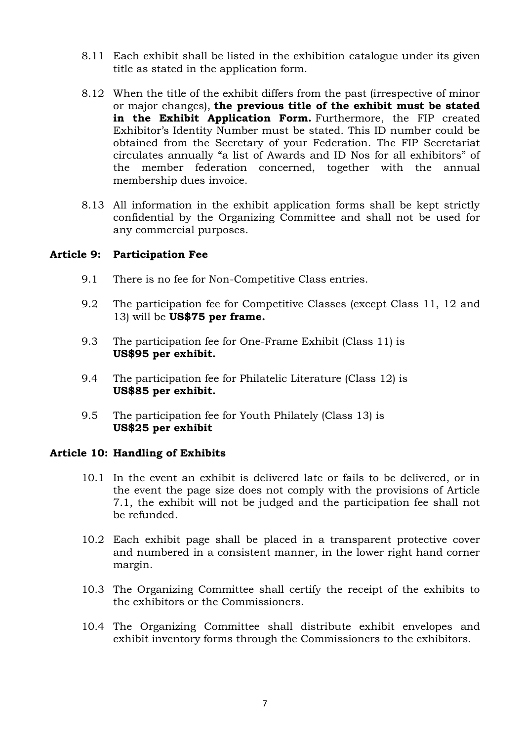8.11 Each exhibit shall be listed in the exhibition catalogue under its given title as stated in the application form.

8.12 When the title of the exhibit differs from the past (irrespective of minor or major changes), **the previous title of the exhibit must be stated in the Exhibit Application Form.** Furthermore, the FIP created Exhibitor's Identity Number must be stated. This ID number could be obtained from the Secretary of your Federation. The FIP Secretariat circulates annually "a list of Awards and ID Nos for all exhibitors" of the member federation concerned, together with the annual membership dues invoice.

8.13 All information in the exhibit application forms shall be kept strictly confidential by the Organizing Committee and shall not be used for any commercial purposes.

### Article 9: Participation Fee

9.1 There is no fee for Non-Competitive Class entries.

9.2 The participation fee for Competitive Classes (except Class 11, 12 and 13) will be **US$75 per frame.**

9.3 The participation fee for One-Frame Exhibit (Class 11) is **US$95 per exhibit.**

9.4 The participation fee for Philatelic Literature (Class 12) is **US$85 per exhibit.**

9.5 The participation fee for Youth Philately (Class 13) is **US$25 per exhibit**

### Article 10: Handling of Exhibits

10.1 In the event an exhibit is delivered late or fails to be delivered, or in the event the page size does not comply with the provisions of Article 7.1, the exhibit will not be judged and the participation fee shall not be refunded.

10.2 Each exhibit page shall be placed in a transparent protective cover and numbered in a consistent manner, in the lower right hand corner margin.

10.3 The Organizing Committee shall certify the receipt of the exhibits to the exhibitors or the Commissioners.

10.4 The Organizing Committee shall distribute exhibit envelopes and exhibit inventory forms through the Commissioners to the exhibitors.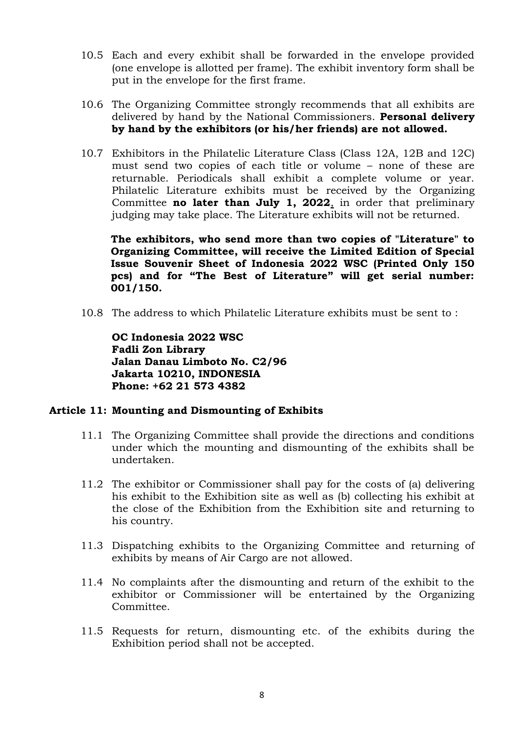10.5 Each and every exhibit shall be forwarded in the envelope provided (one envelope is allotted per frame). The exhibit inventory form shall be put in the envelope for the first frame.

10.6 The Organizing Committee strongly recommends that all exhibits are delivered by hand by the National Commissioners. **Personal delivery by hand by the exhibitors (or his/her friends) are not allowed.**

10.7 Exhibitors in the Philatelic Literature Class (Class 12A, 12B and 12C) must send two copies of each title or volume – none of these are returnable. Periodicals shall exhibit a complete volume or year. Philatelic Literature exhibits must be received by the Organizing Committee **no later than July 1, 2022**, in order that preliminary judging may take place. The Literature exhibits will not be returned.

**The exhibitors, who send more than two copies of "Literature" to Organizing Committee, will receive the Limited Edition of Special Issue Souvenir Sheet of Indonesia 2022 WSC (Printed Only 150 pcs) and for "The Best of Literature" will get serial number: 001/150.**

10.8 The address to which Philatelic Literature exhibits must be sent to :

**OC Indonesia 2022 WSC**
**Fadli Zon Library**
**Jalan Danau Limboto No. C2/96**
**Jakarta 10210, INDONESIA**
**Phone: +62 21 573 4382**

## Article 11: Mounting and Dismounting of Exhibits

11.1 The Organizing Committee shall provide the directions and conditions under which the mounting and dismounting of the exhibits shall be undertaken.

11.2 The exhibitor or Commissioner shall pay for the costs of (a) delivering his exhibit to the Exhibition site as well as (b) collecting his exhibit at the close of the Exhibition from the Exhibition site and returning to his country.

11.3 Dispatching exhibits to the Organizing Committee and returning of exhibits by means of Air Cargo are not allowed.

11.4 No complaints after the dismounting and return of the exhibit to the exhibitor or Commissioner will be entertained by the Organizing Committee.

11.5 Requests for return, dismounting etc. of the exhibits during the Exhibition period shall not be accepted.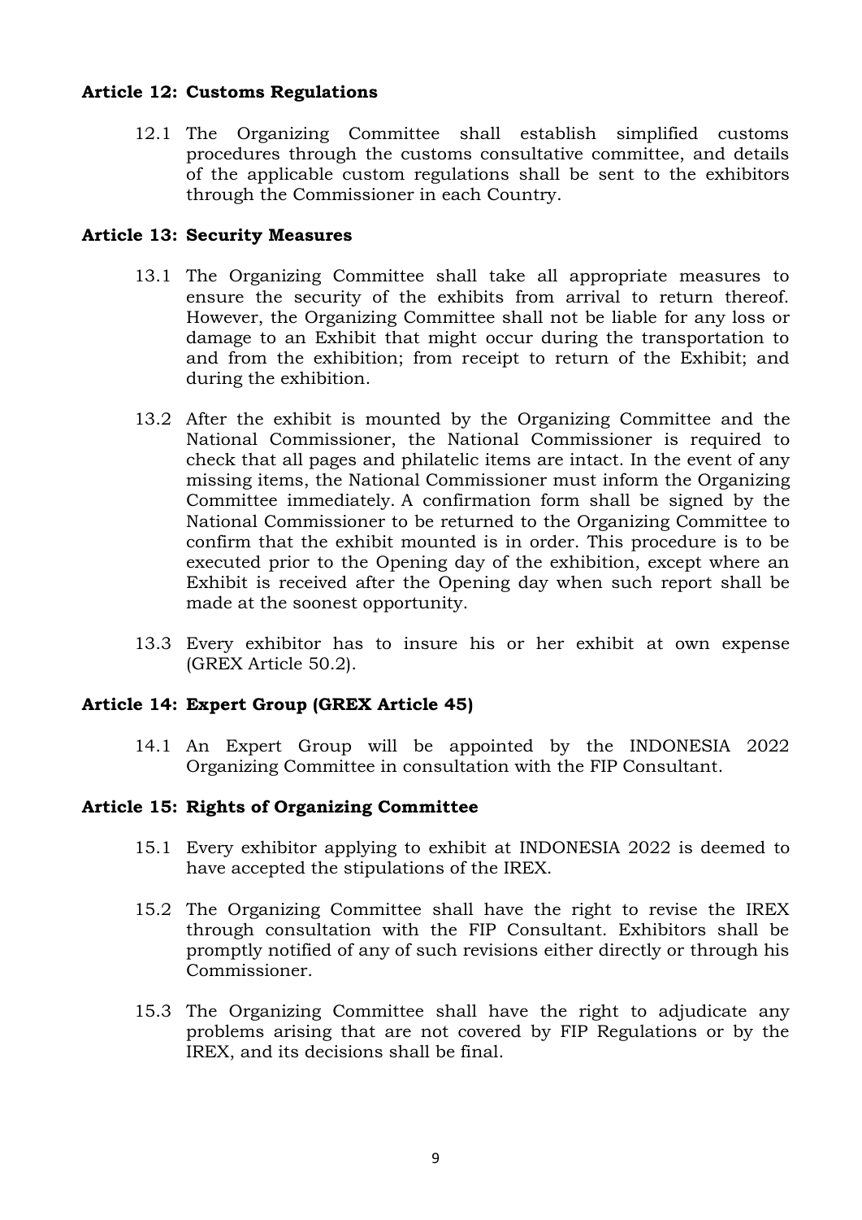### Article 12: Customs Regulations

12.1 The Organizing Committee shall establish simplified customs procedures through the customs consultative committee, and details of the applicable custom regulations shall be sent to the exhibitors through the Commissioner in each Country.

### Article 13: Security Measures

13.1 The Organizing Committee shall take all appropriate measures to ensure the security of the exhibits from arrival to return thereof. However, the Organizing Committee shall not be liable for any loss or damage to an Exhibit that might occur during the transportation to and from the exhibition; from receipt to return of the Exhibit; and during the exhibition.

13.2 After the exhibit is mounted by the Organizing Committee and the National Commissioner, the National Commissioner is required to check that all pages and philatelic items are intact. In the event of any missing items, the National Commissioner must inform the Organizing Committee immediately. A confirmation form shall be signed by the National Commissioner to be returned to the Organizing Committee to confirm that the exhibit mounted is in order. This procedure is to be executed prior to the Opening day of the exhibition, except where an Exhibit is received after the Opening day when such report shall be made at the soonest opportunity.

13.3 Every exhibitor has to insure his or her exhibit at own expense (GREX Article 50.2).

### Article 14: Expert Group (GREX Article 45)

14.1 An Expert Group will be appointed by the INDONESIA 2022 Organizing Committee in consultation with the FIP Consultant.

### Article 15: Rights of Organizing Committee

15.1 Every exhibitor applying to exhibit at INDONESIA 2022 is deemed to have accepted the stipulations of the IREX.

15.2 The Organizing Committee shall have the right to revise the IREX through consultation with the FIP Consultant. Exhibitors shall be promptly notified of any of such revisions either directly or through his Commissioner.

15.3 The Organizing Committee shall have the right to adjudicate any problems arising that are not covered by FIP Regulations or by the IREX, and its decisions shall be final.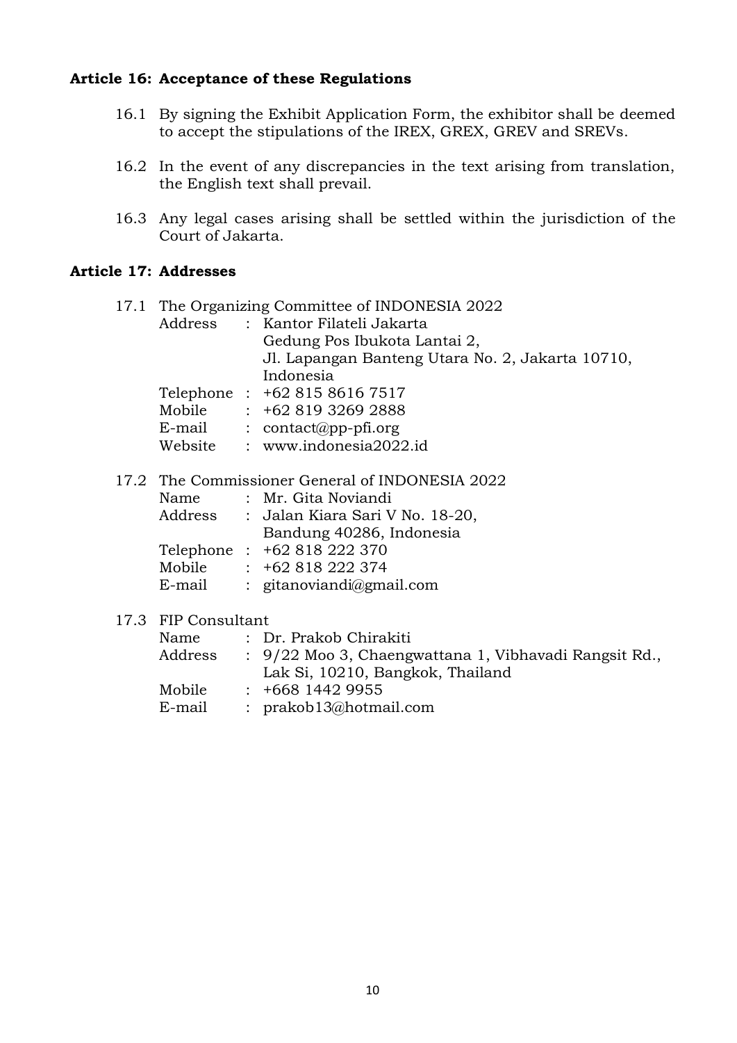## Article 16: Acceptance of these Regulations

16.1 By signing the Exhibit Application Form, the exhibitor shall be deemed to accept the stipulations of the IREX, GREX, GREV and SREVs.

16.2 In the event of any discrepancies in the text arising from translation, the English text shall prevail.

16.3 Any legal cases arising shall be settled within the jurisdiction of the Court of Jakarta.

## Article 17: Addresses

17.1 The Organizing Committee of INDONESIA 2022

Address : Kantor Filateli Jakarta
Gedung Pos Ibukota Lantai 2,
Jl. Lapangan Banteng Utara No. 2, Jakarta 10710,
Indonesia
Telephone : +62 815 8616 7517
Mobile : +62 819 3269 2888
E-mail : contact@pp-pfi.org
Website : www.indonesia2022.id

17.2 The Commissioner General of INDONESIA 2022

Name : Mr. Gita Noviandi
Address : Jalan Kiara Sari V No. 18-20,
Bandung 40286, Indonesia
Telephone : +62 818 222 370
Mobile : +62 818 222 374
E-mail : gitanoviandi@gmail.com

17.3 FIP Consultant

Name : Dr. Prakob Chirakiti
Address : 9/22 Moo 3, Chaengwattana 1, Vibhavadi Rangsit Rd.,
Lak Si, 10210, Bangkok, Thailand
Mobile : +668 1442 9955
E-mail : prakob13@hotmail.com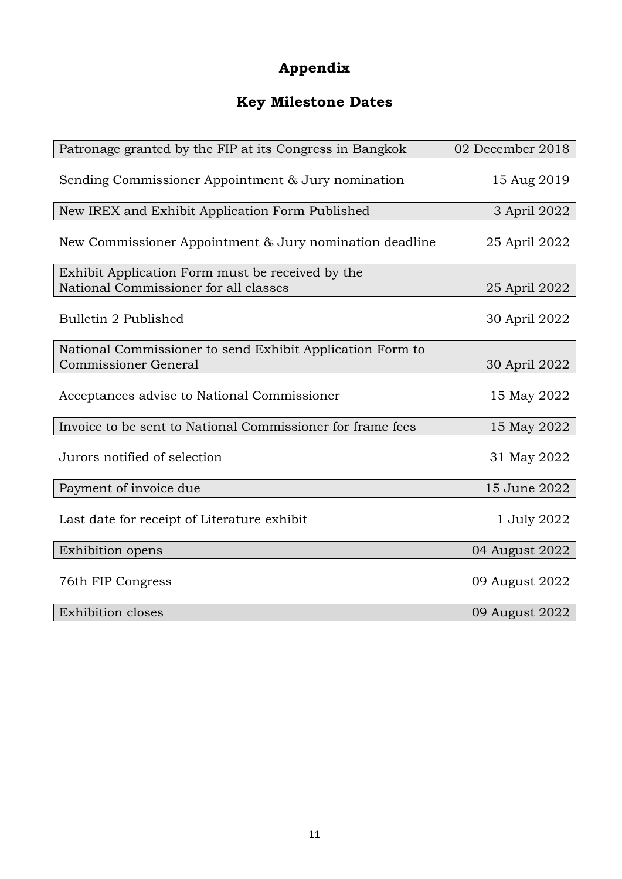# Appendix

## Key Milestone Dates

| | |
|---|---|
| Patronage granted by the FIP at its Congress in Bangkok | 02 December 2018 |
| Sending Commissioner Appointment & Jury nomination | 15 Aug 2019 |
| New IREX and Exhibit Application Form Published | 3 April 2022 |
| New Commissioner Appointment & Jury nomination deadline | 25 April 2022 |
| Exhibit Application Form must be received by the National Commissioner for all classes | 25 April 2022 |
| Bulletin 2 Published | 30 April 2022 |
| National Commissioner to send Exhibit Application Form to Commissioner General | 30 April 2022 |
| Acceptances advise to National Commissioner | 15 May 2022 |
| Invoice to be sent to National Commissioner for frame fees | 15 May 2022 |
| Jurors notified of selection | 31 May 2022 |
| Payment of invoice due | 15 June 2022 |
| Last date for receipt of Literature exhibit | 1 July 2022 |
| Exhibition opens | 04 August 2022 |
| 76th FIP Congress | 09 August 2022 |
| Exhibition closes | 09 August 2022 |